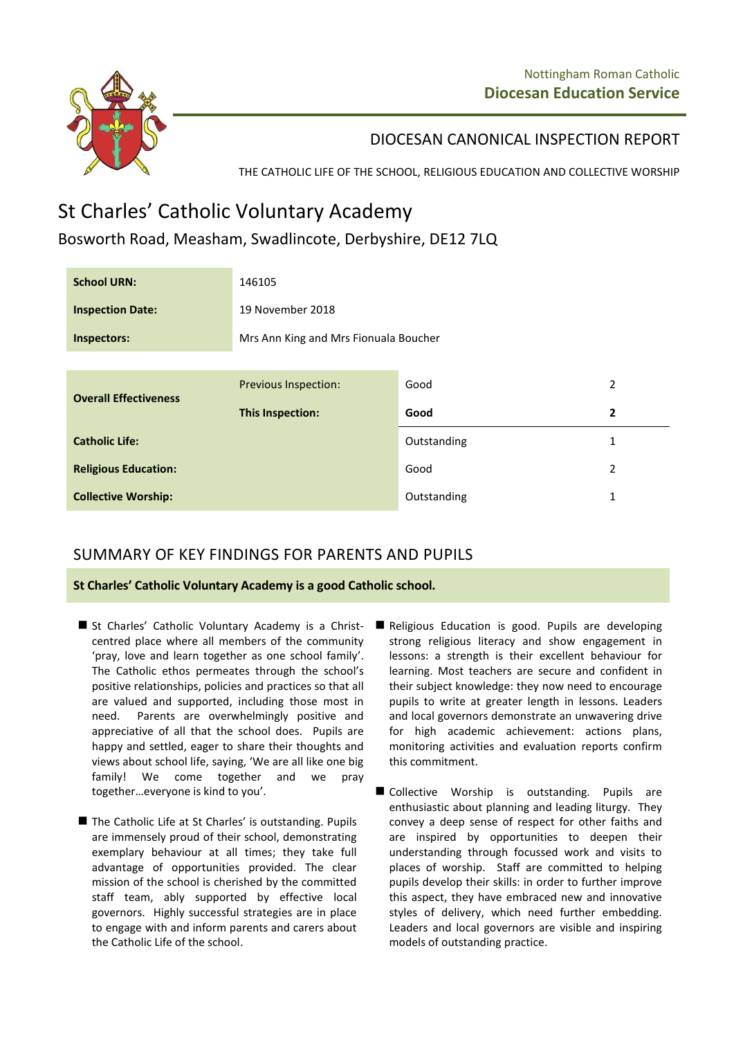Nottingham Roman Catholic
**Diocesan Education Service**

## DIOCESAN CANONICAL INSPECTION REPORT

THE CATHOLIC LIFE OF THE SCHOOL, RELIGIOUS EDUCATION AND COLLECTIVE WORSHIP

# St Charles' Catholic Voluntary Academy

Bosworth Road, Measham, Swadlincote, Derbyshire, DE12 7LQ

| | |
|---|---|
| **School URN:** | 146105 |
| **Inspection Date:** | 19 November 2018 |
| **Inspectors:** | Mrs Ann King and Mrs Fionuala Boucher |

| | | | |
|---|---|---|---|
| **Overall Effectiveness** | Previous Inspection: | Good | 2 |
| | **This Inspection:** | **Good** | **2** |
| **Catholic Life:** | | Outstanding | 1 |
| **Religious Education:** | | Good | 2 |
| **Collective Worship:** | | Outstanding | 1 |

## SUMMARY OF KEY FINDINGS FOR PARENTS AND PUPILS

**St Charles' Catholic Voluntary Academy is a good Catholic school.**

- St Charles' Catholic Voluntary Academy is a Christ-centred place where all members of the community 'pray, love and learn together as one school family'. The Catholic ethos permeates through the school's positive relationships, policies and practices so that all are valued and supported, including those most in need. Parents are overwhelmingly positive and appreciative of all that the school does. Pupils are happy and settled, eager to share their thoughts and views about school life, saying, 'We are all like one big family! We come together and we pray together…everyone is kind to you'.

- The Catholic Life at St Charles' is outstanding. Pupils are immensely proud of their school, demonstrating exemplary behaviour at all times; they take full advantage of opportunities provided. The clear mission of the school is cherished by the committed staff team, ably supported by effective local governors. Highly successful strategies are in place to engage with and inform parents and carers about the Catholic Life of the school.

- Religious Education is good. Pupils are developing strong religious literacy and show engagement in lessons: a strength is their excellent behaviour for learning. Most teachers are secure and confident in their subject knowledge: they now need to encourage pupils to write at greater length in lessons. Leaders and local governors demonstrate an unwavering drive for high academic achievement: actions plans, monitoring activities and evaluation reports confirm this commitment.

- Collective Worship is outstanding. Pupils are enthusiastic about planning and leading liturgy. They convey a deep sense of respect for other faiths and are inspired by opportunities to deepen their understanding through focussed work and visits to places of worship. Staff are committed to helping pupils develop their skills: in order to further improve this aspect, they have embraced new and innovative styles of delivery, which need further embedding. Leaders and local governors are visible and inspiring models of outstanding practice.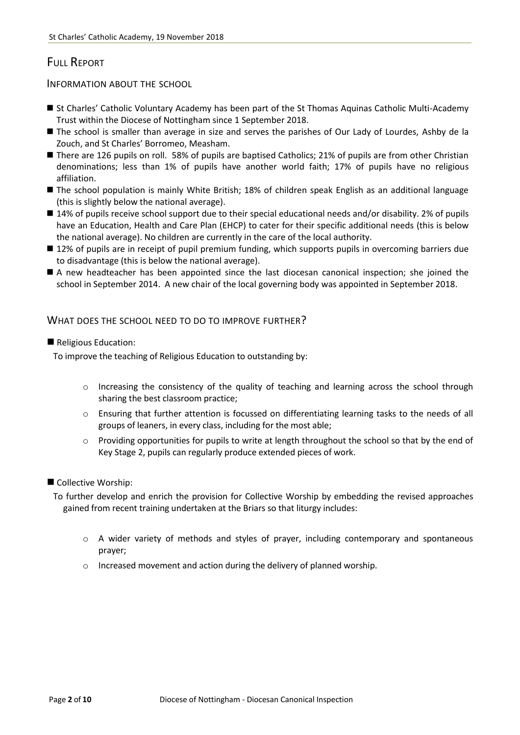# Full Report

## Information about the school

- St Charles' Catholic Voluntary Academy has been part of the St Thomas Aquinas Catholic Multi-Academy Trust within the Diocese of Nottingham since 1 September 2018.
- The school is smaller than average in size and serves the parishes of Our Lady of Lourdes, Ashby de la Zouch, and St Charles' Borromeo, Measham.
- There are 126 pupils on roll. 58% of pupils are baptised Catholics; 21% of pupils are from other Christian denominations; less than 1% of pupils have another world faith; 17% of pupils have no religious affiliation.
- The school population is mainly White British; 18% of children speak English as an additional language (this is slightly below the national average).
- 14% of pupils receive school support due to their special educational needs and/or disability. 2% of pupils have an Education, Health and Care Plan (EHCP) to cater for their specific additional needs (this is below the national average). No children are currently in the care of the local authority.
- 12% of pupils are in receipt of pupil premium funding, which supports pupils in overcoming barriers due to disadvantage (this is below the national average).
- A new headteacher has been appointed since the last diocesan canonical inspection; she joined the school in September 2014. A new chair of the local governing body was appointed in September 2018.

## What does the school need to do to improve further?

- Religious Education:

  To improve the teaching of Religious Education to outstanding by:

  - Increasing the consistency of the quality of teaching and learning across the school through sharing the best classroom practice;
  - Ensuring that further attention is focussed on differentiating learning tasks to the needs of all groups of leaners, in every class, including for the most able;
  - Providing opportunities for pupils to write at length throughout the school so that by the end of Key Stage 2, pupils can regularly produce extended pieces of work.

- Collective Worship:

  To further develop and enrich the provision for Collective Worship by embedding the revised approaches gained from recent training undertaken at the Briars so that liturgy includes:

  - A wider variety of methods and styles of prayer, including contemporary and spontaneous prayer;
  - Increased movement and action during the delivery of planned worship.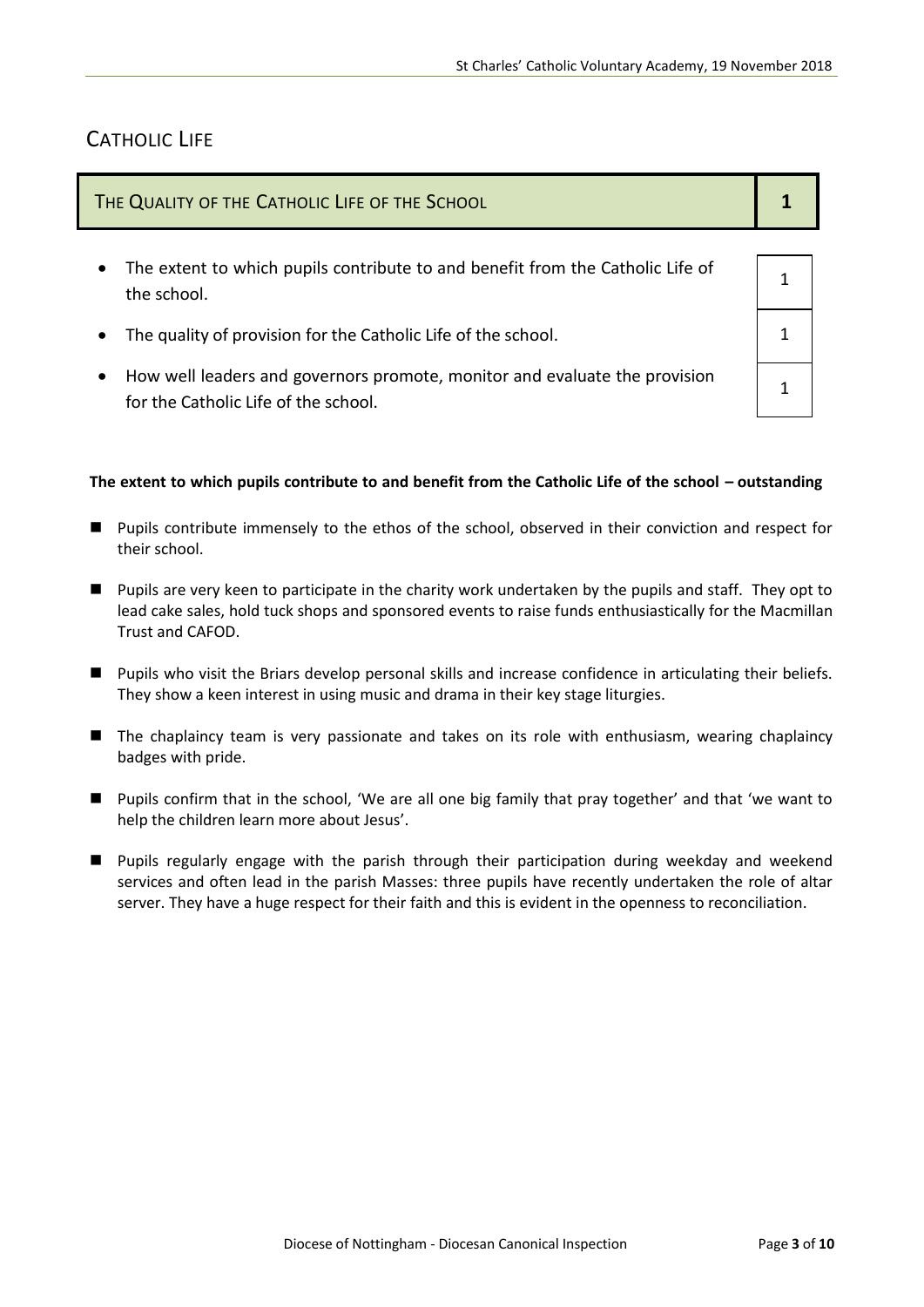## CATHOLIC LIFE

| THE QUALITY OF THE CATHOLIC LIFE OF THE SCHOOL | 1 |
| --- | --- |
| The extent to which pupils contribute to and benefit from the Catholic Life of the school. | 1 |
| The quality of provision for the Catholic Life of the school. | 1 |
| How well leaders and governors promote, monitor and evaluate the provision for the Catholic Life of the school. | 1 |

**The extent to which pupils contribute to and benefit from the Catholic Life of the school – outstanding**

- Pupils contribute immensely to the ethos of the school, observed in their conviction and respect for their school.
- Pupils are very keen to participate in the charity work undertaken by the pupils and staff. They opt to lead cake sales, hold tuck shops and sponsored events to raise funds enthusiastically for the Macmillan Trust and CAFOD.
- Pupils who visit the Briars develop personal skills and increase confidence in articulating their beliefs. They show a keen interest in using music and drama in their key stage liturgies.
- The chaplaincy team is very passionate and takes on its role with enthusiasm, wearing chaplaincy badges with pride.
- Pupils confirm that in the school, 'We are all one big family that pray together' and that 'we want to help the children learn more about Jesus'.
- Pupils regularly engage with the parish through their participation during weekday and weekend services and often lead in the parish Masses: three pupils have recently undertaken the role of altar server. They have a huge respect for their faith and this is evident in the openness to reconciliation.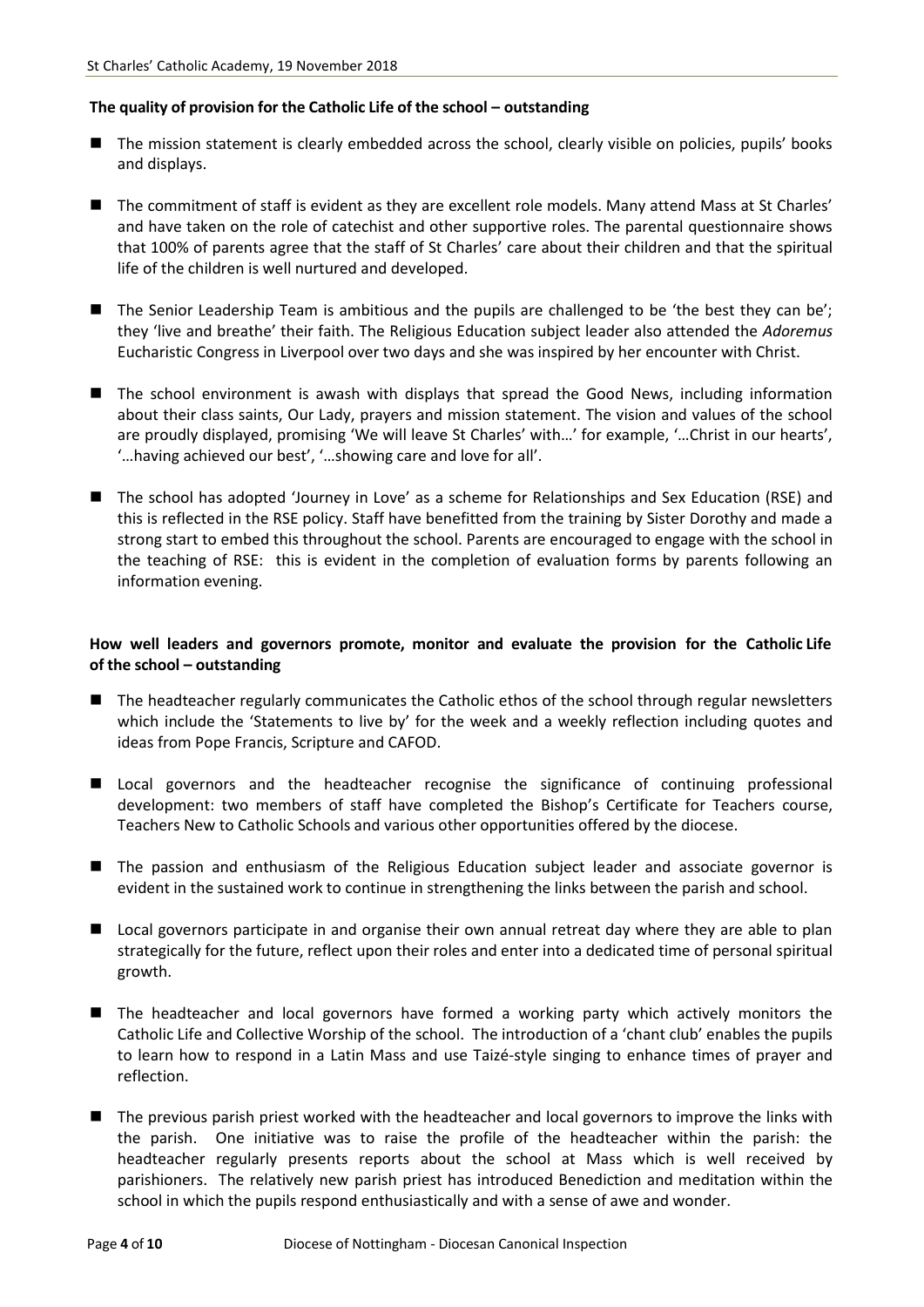**The quality of provision for the Catholic Life of the school – outstanding**

- The mission statement is clearly embedded across the school, clearly visible on policies, pupils' books and displays.
- The commitment of staff is evident as they are excellent role models. Many attend Mass at St Charles' and have taken on the role of catechist and other supportive roles. The parental questionnaire shows that 100% of parents agree that the staff of St Charles' care about their children and that the spiritual life of the children is well nurtured and developed.
- The Senior Leadership Team is ambitious and the pupils are challenged to be 'the best they can be'; they 'live and breathe' their faith. The Religious Education subject leader also attended the *Adoremus* Eucharistic Congress in Liverpool over two days and she was inspired by her encounter with Christ.
- The school environment is awash with displays that spread the Good News, including information about their class saints, Our Lady, prayers and mission statement. The vision and values of the school are proudly displayed, promising 'We will leave St Charles' with…' for example, '…Christ in our hearts', '…having achieved our best', '…showing care and love for all'.
- The school has adopted 'Journey in Love' as a scheme for Relationships and Sex Education (RSE) and this is reflected in the RSE policy. Staff have benefitted from the training by Sister Dorothy and made a strong start to embed this throughout the school. Parents are encouraged to engage with the school in the teaching of RSE: this is evident in the completion of evaluation forms by parents following an information evening.

**How well leaders and governors promote, monitor and evaluate the provision for the Catholic Life of the school – outstanding**

- The headteacher regularly communicates the Catholic ethos of the school through regular newsletters which include the 'Statements to live by' for the week and a weekly reflection including quotes and ideas from Pope Francis, Scripture and CAFOD.
- Local governors and the headteacher recognise the significance of continuing professional development: two members of staff have completed the Bishop's Certificate for Teachers course, Teachers New to Catholic Schools and various other opportunities offered by the diocese.
- The passion and enthusiasm of the Religious Education subject leader and associate governor is evident in the sustained work to continue in strengthening the links between the parish and school.
- Local governors participate in and organise their own annual retreat day where they are able to plan strategically for the future, reflect upon their roles and enter into a dedicated time of personal spiritual growth.
- The headteacher and local governors have formed a working party which actively monitors the Catholic Life and Collective Worship of the school. The introduction of a 'chant club' enables the pupils to learn how to respond in a Latin Mass and use Taizé-style singing to enhance times of prayer and reflection.
- The previous parish priest worked with the headteacher and local governors to improve the links with the parish. One initiative was to raise the profile of the headteacher within the parish: the headteacher regularly presents reports about the school at Mass which is well received by parishioners. The relatively new parish priest has introduced Benediction and meditation within the school in which the pupils respond enthusiastically and with a sense of awe and wonder.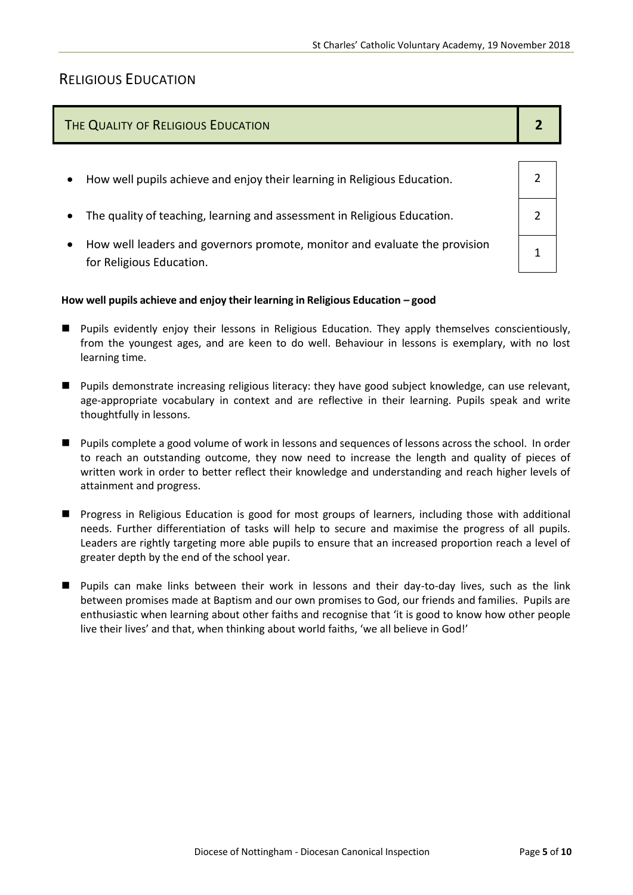## Religious Education

| The Quality of Religious Education | 2 |
|---|---|

| | |
|---|---|
| How well pupils achieve and enjoy their learning in Religious Education. | 2 |
| The quality of teaching, learning and assessment in Religious Education. | 2 |
| How well leaders and governors promote, monitor and evaluate the provision for Religious Education. | 1 |

**How well pupils achieve and enjoy their learning in Religious Education – good**

- Pupils evidently enjoy their lessons in Religious Education. They apply themselves conscientiously, from the youngest ages, and are keen to do well. Behaviour in lessons is exemplary, with no lost learning time.
- Pupils demonstrate increasing religious literacy: they have good subject knowledge, can use relevant, age-appropriate vocabulary in context and are reflective in their learning. Pupils speak and write thoughtfully in lessons.
- Pupils complete a good volume of work in lessons and sequences of lessons across the school. In order to reach an outstanding outcome, they now need to increase the length and quality of pieces of written work in order to better reflect their knowledge and understanding and reach higher levels of attainment and progress.
- Progress in Religious Education is good for most groups of learners, including those with additional needs. Further differentiation of tasks will help to secure and maximise the progress of all pupils. Leaders are rightly targeting more able pupils to ensure that an increased proportion reach a level of greater depth by the end of the school year.
- Pupils can make links between their work in lessons and their day-to-day lives, such as the link between promises made at Baptism and our own promises to God, our friends and families. Pupils are enthusiastic when learning about other faiths and recognise that 'it is good to know how other people live their lives' and that, when thinking about world faiths, 'we all believe in God!'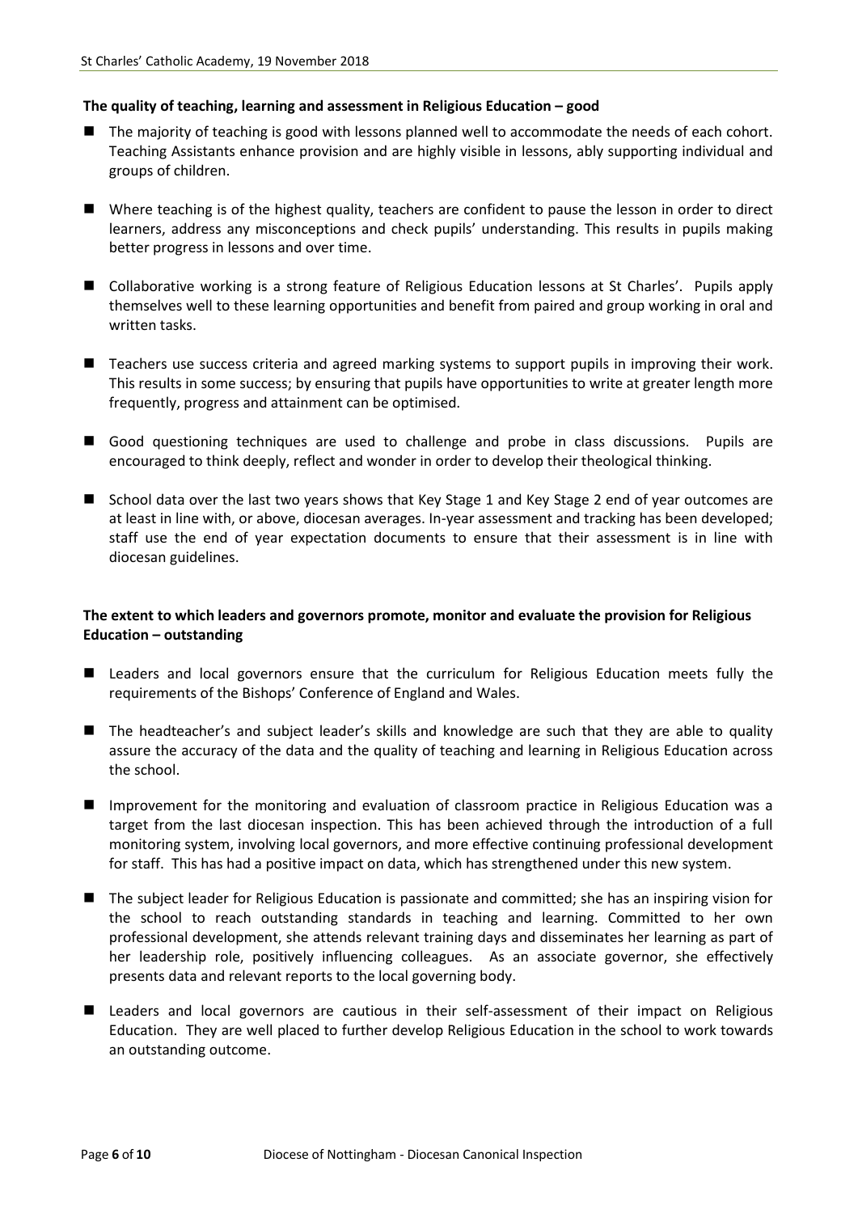**The quality of teaching, learning and assessment in Religious Education – good**

- The majority of teaching is good with lessons planned well to accommodate the needs of each cohort. Teaching Assistants enhance provision and are highly visible in lessons, ably supporting individual and groups of children.
- Where teaching is of the highest quality, teachers are confident to pause the lesson in order to direct learners, address any misconceptions and check pupils' understanding. This results in pupils making better progress in lessons and over time.
- Collaborative working is a strong feature of Religious Education lessons at St Charles'. Pupils apply themselves well to these learning opportunities and benefit from paired and group working in oral and written tasks.
- Teachers use success criteria and agreed marking systems to support pupils in improving their work. This results in some success; by ensuring that pupils have opportunities to write at greater length more frequently, progress and attainment can be optimised.
- Good questioning techniques are used to challenge and probe in class discussions. Pupils are encouraged to think deeply, reflect and wonder in order to develop their theological thinking.
- School data over the last two years shows that Key Stage 1 and Key Stage 2 end of year outcomes are at least in line with, or above, diocesan averages. In-year assessment and tracking has been developed; staff use the end of year expectation documents to ensure that their assessment is in line with diocesan guidelines.

**The extent to which leaders and governors promote, monitor and evaluate the provision for Religious Education – outstanding**

- Leaders and local governors ensure that the curriculum for Religious Education meets fully the requirements of the Bishops' Conference of England and Wales.
- The headteacher's and subject leader's skills and knowledge are such that they are able to quality assure the accuracy of the data and the quality of teaching and learning in Religious Education across the school.
- Improvement for the monitoring and evaluation of classroom practice in Religious Education was a target from the last diocesan inspection. This has been achieved through the introduction of a full monitoring system, involving local governors, and more effective continuing professional development for staff. This has had a positive impact on data, which has strengthened under this new system.
- The subject leader for Religious Education is passionate and committed; she has an inspiring vision for the school to reach outstanding standards in teaching and learning. Committed to her own professional development, she attends relevant training days and disseminates her learning as part of her leadership role, positively influencing colleagues. As an associate governor, she effectively presents data and relevant reports to the local governing body.
- Leaders and local governors are cautious in their self-assessment of their impact on Religious Education. They are well placed to further develop Religious Education in the school to work towards an outstanding outcome.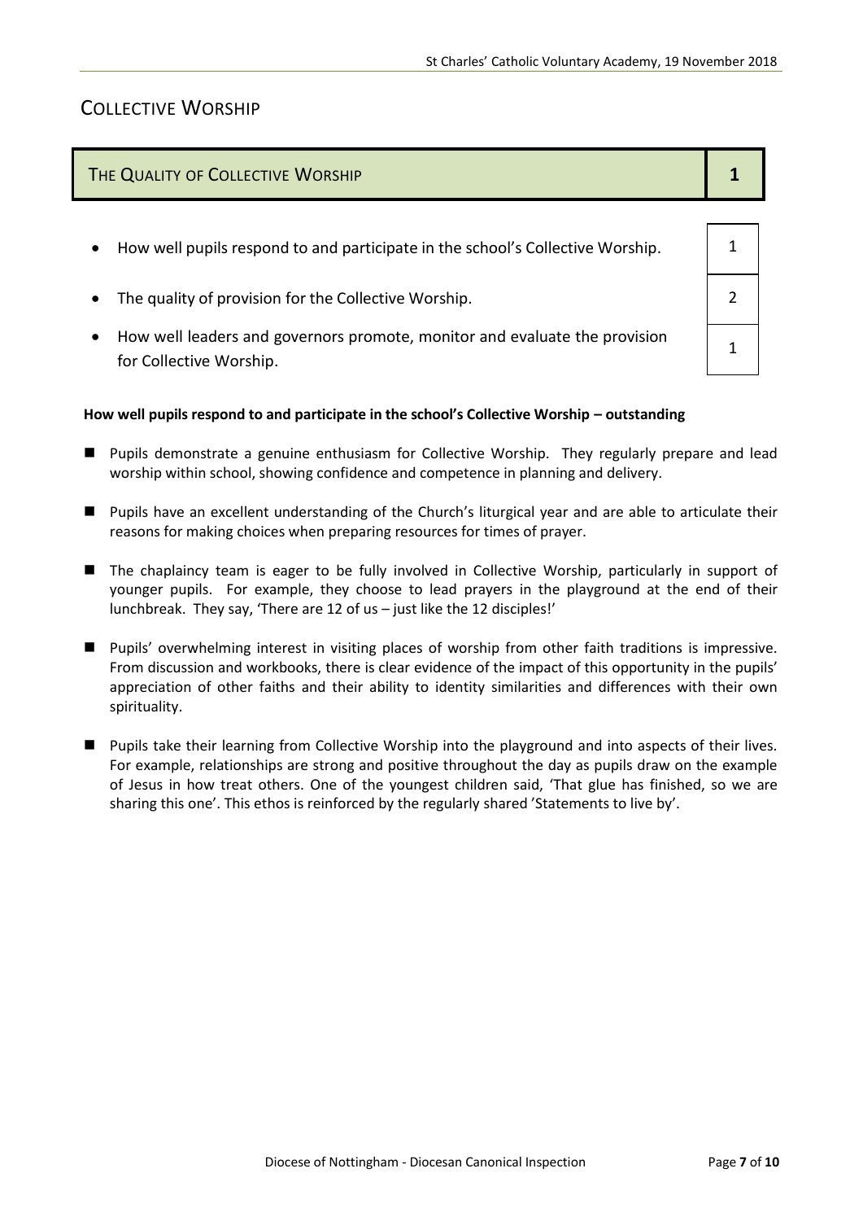## COLLECTIVE WORSHIP

| THE QUALITY OF COLLECTIVE WORSHIP | 1 |
|---|---|
| How well pupils respond to and participate in the school's Collective Worship. | 1 |
| The quality of provision for the Collective Worship. | 2 |
| How well leaders and governors promote, monitor and evaluate the provision for Collective Worship. | 1 |

**How well pupils respond to and participate in the school's Collective Worship – outstanding**

- Pupils demonstrate a genuine enthusiasm for Collective Worship. They regularly prepare and lead worship within school, showing confidence and competence in planning and delivery.
- Pupils have an excellent understanding of the Church's liturgical year and are able to articulate their reasons for making choices when preparing resources for times of prayer.
- The chaplaincy team is eager to be fully involved in Collective Worship, particularly in support of younger pupils. For example, they choose to lead prayers in the playground at the end of their lunchbreak. They say, 'There are 12 of us – just like the 12 disciples!'
- Pupils' overwhelming interest in visiting places of worship from other faith traditions is impressive. From discussion and workbooks, there is clear evidence of the impact of this opportunity in the pupils' appreciation of other faiths and their ability to identity similarities and differences with their own spirituality.
- Pupils take their learning from Collective Worship into the playground and into aspects of their lives. For example, relationships are strong and positive throughout the day as pupils draw on the example of Jesus in how treat others. One of the youngest children said, 'That glue has finished, so we are sharing this one'. This ethos is reinforced by the regularly shared 'Statements to live by'.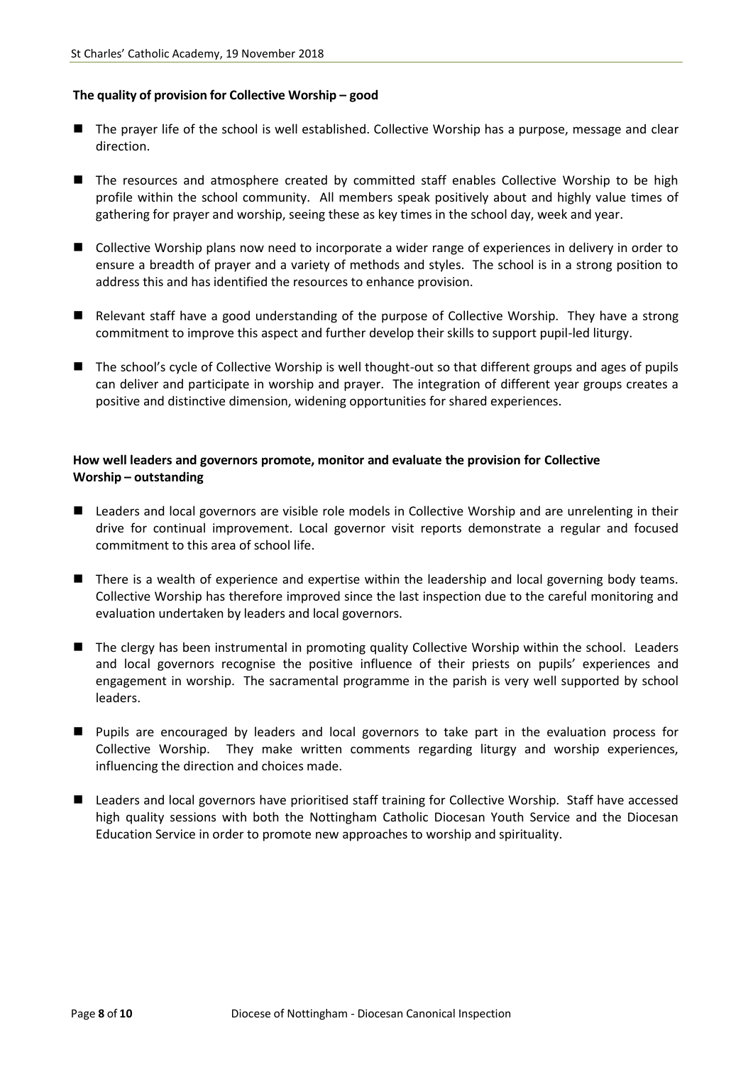**The quality of provision for Collective Worship – good**

- The prayer life of the school is well established. Collective Worship has a purpose, message and clear direction.
- The resources and atmosphere created by committed staff enables Collective Worship to be high profile within the school community. All members speak positively about and highly value times of gathering for prayer and worship, seeing these as key times in the school day, week and year.
- Collective Worship plans now need to incorporate a wider range of experiences in delivery in order to ensure a breadth of prayer and a variety of methods and styles. The school is in a strong position to address this and has identified the resources to enhance provision.
- Relevant staff have a good understanding of the purpose of Collective Worship. They have a strong commitment to improve this aspect and further develop their skills to support pupil-led liturgy.
- The school's cycle of Collective Worship is well thought-out so that different groups and ages of pupils can deliver and participate in worship and prayer. The integration of different year groups creates a positive and distinctive dimension, widening opportunities for shared experiences.

**How well leaders and governors promote, monitor and evaluate the provision for Collective Worship – outstanding**

- Leaders and local governors are visible role models in Collective Worship and are unrelenting in their drive for continual improvement. Local governor visit reports demonstrate a regular and focused commitment to this area of school life.
- There is a wealth of experience and expertise within the leadership and local governing body teams. Collective Worship has therefore improved since the last inspection due to the careful monitoring and evaluation undertaken by leaders and local governors.
- The clergy has been instrumental in promoting quality Collective Worship within the school. Leaders and local governors recognise the positive influence of their priests on pupils' experiences and engagement in worship. The sacramental programme in the parish is very well supported by school leaders.
- Pupils are encouraged by leaders and local governors to take part in the evaluation process for Collective Worship. They make written comments regarding liturgy and worship experiences, influencing the direction and choices made.
- Leaders and local governors have prioritised staff training for Collective Worship. Staff have accessed high quality sessions with both the Nottingham Catholic Diocesan Youth Service and the Diocesan Education Service in order to promote new approaches to worship and spirituality.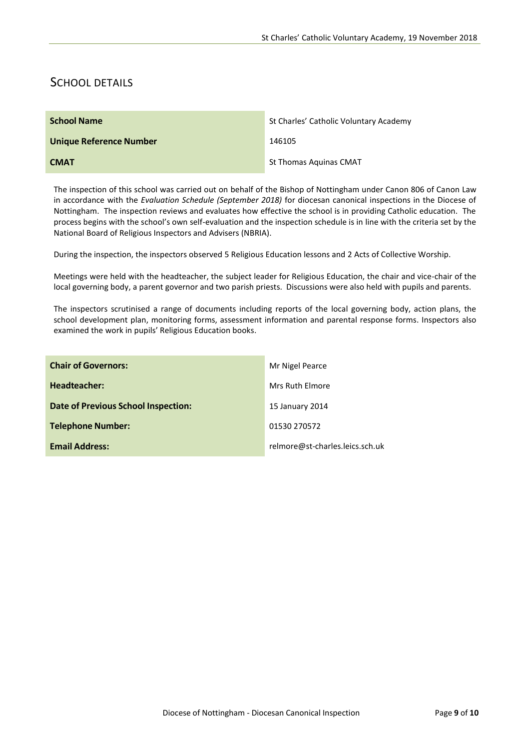## School Details

| School Name | St Charles' Catholic Voluntary Academy |
| --- | --- |
| **Unique Reference Number** | 146105 |
| **CMAT** | St Thomas Aquinas CMAT |

The inspection of this school was carried out on behalf of the Bishop of Nottingham under Canon 806 of Canon Law in accordance with the *Evaluation Schedule (September 2018)* for diocesan canonical inspections in the Diocese of Nottingham. The inspection reviews and evaluates how effective the school is in providing Catholic education. The process begins with the school's own self-evaluation and the inspection schedule is in line with the criteria set by the National Board of Religious Inspectors and Advisers (NBRIA).

During the inspection, the inspectors observed 5 Religious Education lessons and 2 Acts of Collective Worship.

Meetings were held with the headteacher, the subject leader for Religious Education, the chair and vice-chair of the local governing body, a parent governor and two parish priests. Discussions were also held with pupils and parents.

The inspectors scrutinised a range of documents including reports of the local governing body, action plans, the school development plan, monitoring forms, assessment information and parental response forms. Inspectors also examined the work in pupils' Religious Education books.

| Chair of Governors: | Mr Nigel Pearce |
| --- | --- |
| **Headteacher:** | Mrs Ruth Elmore |
| **Date of Previous School Inspection:** | 15 January 2014 |
| **Telephone Number:** | 01530 270572 |
| **Email Address:** | relmore@st-charles.leics.sch.uk |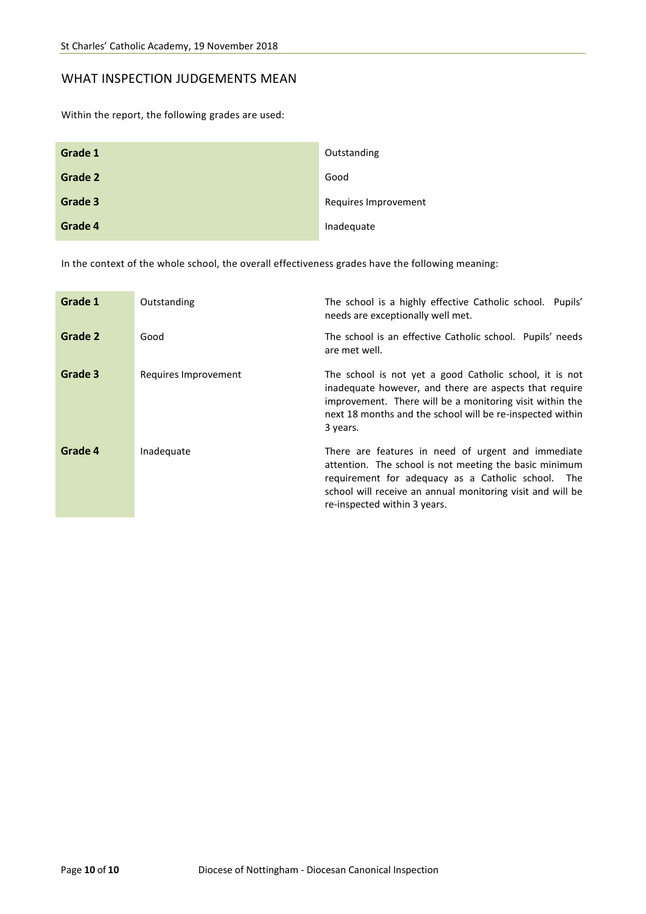## WHAT INSPECTION JUDGEMENTS MEAN

Within the report, the following grades are used:

| | |
|---|---|
| **Grade 1** | Outstanding |
| **Grade 2** | Good |
| **Grade 3** | Requires Improvement |
| **Grade 4** | Inadequate |

In the context of the whole school, the overall effectiveness grades have the following meaning:

| | | |
|---|---|---|
| **Grade 1** | Outstanding | The school is a highly effective Catholic school. Pupils' needs are exceptionally well met. |
| **Grade 2** | Good | The school is an effective Catholic school. Pupils' needs are met well. |
| **Grade 3** | Requires Improvement | The school is not yet a good Catholic school, it is not inadequate however, and there are aspects that require improvement. There will be a monitoring visit within the next 18 months and the school will be re-inspected within 3 years. |
| **Grade 4** | Inadequate | There are features in need of urgent and immediate attention. The school is not meeting the basic minimum requirement for adequacy as a Catholic school. The school will receive an annual monitoring visit and will be re-inspected within 3 years. |